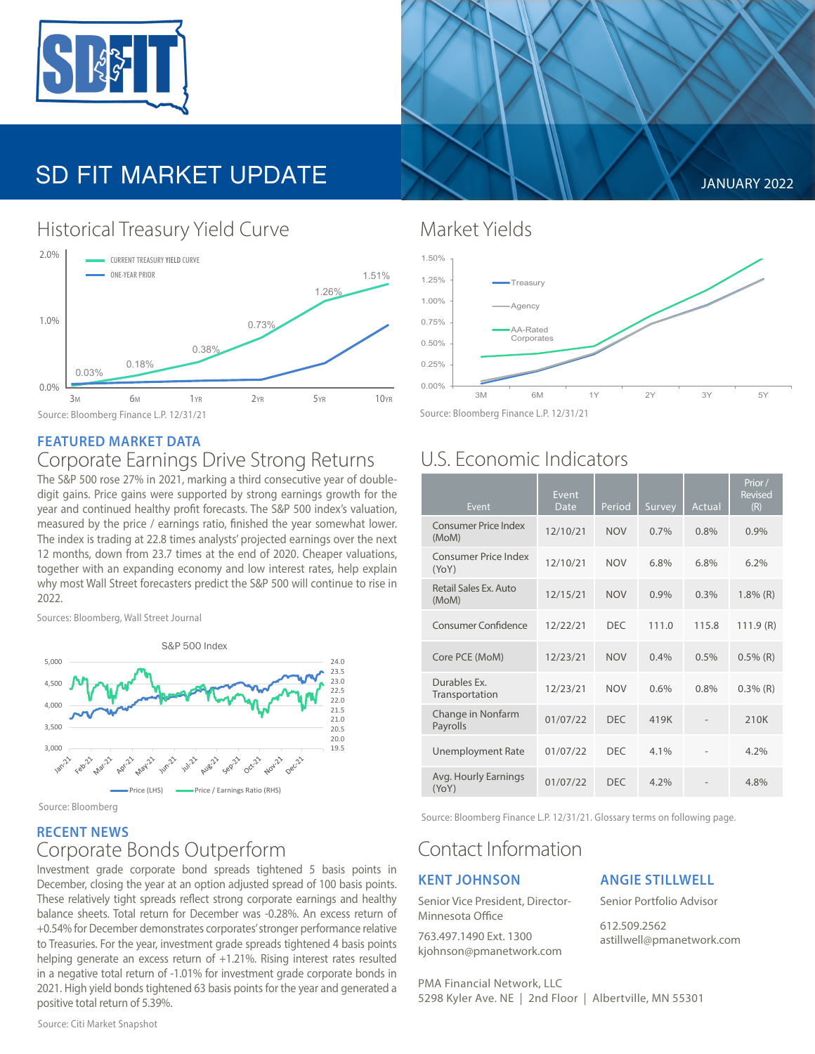# SD FIT MARKET UPDATE

JANUARY 2022

## Historical Treasury Yield Curve

Source: Bloomberg Finance L.P. 12/31/21

## Market Yields

Source: Bloomberg Finance L.P. 12/31/21

### FEATURED MARKET DATA

## Corporate Earnings Drive Strong Returns

The S&P 500 rose 27% in 2021, marking a third consecutive year of double-digit gains. Price gains were supported by strong earnings growth for the year and continued healthy profit forecasts. The S&P 500 index's valuation, measured by the price / earnings ratio, finished the year somewhat lower. The index is trading at 22.8 times analysts' projected earnings over the next 12 months, down from 23.7 times at the end of 2020. Cheaper valuations, together with an expanding economy and low interest rates, help explain why most Wall Street forecasters predict the S&P 500 will continue to rise in 2022.

Sources: Bloomberg, Wall Street Journal

Source: Bloomberg

### RECENT NEWS

## Corporate Bonds Outperform

Investment grade corporate bond spreads tightened 5 basis points in December, closing the year at an option adjusted spread of 100 basis points. These relatively tight spreads reflect strong corporate earnings and healthy balance sheets. Total return for December was -0.28%. An excess return of +0.54% for December demonstrates corporates' stronger performance relative to Treasuries. For the year, investment grade spreads tightened 4 basis points helping generate an excess return of +1.21%. Rising interest rates resulted in a negative total return of -1.01% for investment grade corporate bonds in 2021. High yield bonds tightened 63 basis points for the year and generated a positive total return of 5.39%.

Source: Citi Market Snapshot

## U.S. Economic Indicators

| Event | Event Date | Period | Survey | Actual | Prior / Revised (R) |
|---|---|---|---|---|---|
| Consumer Price Index (MoM) | 12/10/21 | NOV | 0.7% | 0.8% | 0.9% |
| Consumer Price Index (YoY) | 12/10/21 | NOV | 6.8% | 6.8% | 6.2% |
| Retail Sales Ex. Auto (MoM) | 12/15/21 | NOV | 0.9% | 0.3% | 1.8% (R) |
| Consumer Confidence | 12/22/21 | DEC | 111.0 | 115.8 | 111.9 (R) |
| Core PCE (MoM) | 12/23/21 | NOV | 0.4% | 0.5% | 0.5% (R) |
| Durables Ex. Transportation | 12/23/21 | NOV | 0.6% | 0.8% | 0.3% (R) |
| Change in Nonfarm Payrolls | 01/07/22 | DEC | 419K | - | 210K |
| Unemployment Rate | 01/07/22 | DEC | 4.1% | - | 4.2% |
| Avg. Hourly Earnings (YoY) | 01/07/22 | DEC | 4.2% | - | 4.8% |

Source: Bloomberg Finance L.P. 12/31/21. Glossary terms on following page.

## Contact Information

### KENT JOHNSON

Senior Vice President, Director-Minnesota Office

763.497.1490 Ext. 1300
kjohnson@pmanetwork.com

### ANGIE STILLWELL

Senior Portfolio Advisor

612.509.2562
astillwell@pmanetwork.com

PMA Financial Network, LLC
5298 Kyler Ave. NE | 2nd Floor | Albertville, MN 55301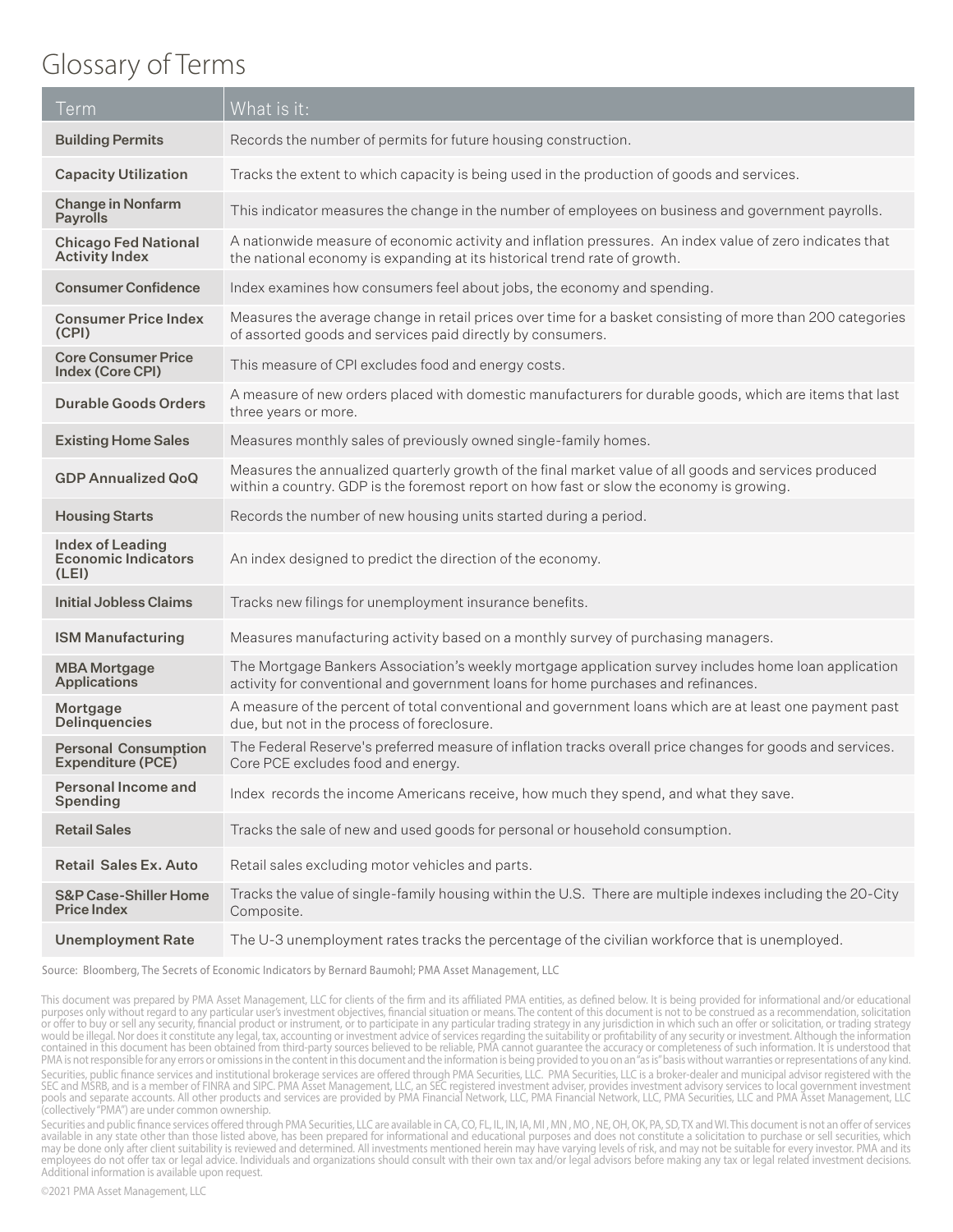# Glossary of Terms

| Term | What is it: |
|---|---|
| **Building Permits** | Records the number of permits for future housing construction. |
| **Capacity Utilization** | Tracks the extent to which capacity is being used in the production of goods and services. |
| **Change in Nonfarm Payrolls** | This indicator measures the change in the number of employees on business and government payrolls. |
| **Chicago Fed National Activity Index** | A nationwide measure of economic activity and inflation pressures. An index value of zero indicates that the national economy is expanding at its historical trend rate of growth. |
| **Consumer Confidence** | Index examines how consumers feel about jobs, the economy and spending. |
| **Consumer Price Index (CPI)** | Measures the average change in retail prices over time for a basket consisting of more than 200 categories of assorted goods and services paid directly by consumers. |
| **Core Consumer Price Index (Core CPI)** | This measure of CPI excludes food and energy costs. |
| **Durable Goods Orders** | A measure of new orders placed with domestic manufacturers for durable goods, which are items that last three years or more. |
| **Existing Home Sales** | Measures monthly sales of previously owned single-family homes. |
| **GDP Annualized QoQ** | Measures the annualized quarterly growth of the final market value of all goods and services produced within a country. GDP is the foremost report on how fast or slow the economy is growing. |
| **Housing Starts** | Records the number of new housing units started during a period. |
| **Index of Leading Economic Indicators (LEI)** | An index designed to predict the direction of the economy. |
| **Initial Jobless Claims** | Tracks new filings for unemployment insurance benefits. |
| **ISM Manufacturing** | Measures manufacturing activity based on a monthly survey of purchasing managers. |
| **MBA Mortgage Applications** | The Mortgage Bankers Association's weekly mortgage application survey includes home loan application activity for conventional and government loans for home purchases and refinances. |
| **Mortgage Delinquencies** | A measure of the percent of total conventional and government loans which are at least one payment past due, but not in the process of foreclosure. |
| **Personal Consumption Expenditure (PCE)** | The Federal Reserve's preferred measure of inflation tracks overall price changes for goods and services. Core PCE excludes food and energy. |
| **Personal Income and Spending** | Index records the income Americans receive, how much they spend, and what they save. |
| **Retail Sales** | Tracks the sale of new and used goods for personal or household consumption. |
| **Retail Sales Ex. Auto** | Retail sales excluding motor vehicles and parts. |
| **S&P Case-Shiller Home Price Index** | Tracks the value of single-family housing within the U.S. There are multiple indexes including the 20-City Composite. |
| **Unemployment Rate** | The U-3 unemployment rates tracks the percentage of the civilian workforce that is unemployed. |

Source: Bloomberg, The Secrets of Economic Indicators by Bernard Baumohl; PMA Asset Management, LLC

This document was prepared by PMA Asset Management, LLC for clients of the firm and its affiliated PMA entities, as defined below. It is being provided for informational and/or educational purposes only without regard to any particular user's investment objectives, financial situation or means. The content of this document is not to be construed as a recommendation, solicitation or offer to buy or sell any security, financial product or instrument, or to participate in any particular trading strategy in any jurisdiction in which such an offer or solicitation, or trading strategy would be illegal. Nor does it constitute any legal, tax, accounting or investment advice of services regarding the suitability or profitability of any security or investment. Although the information contained in this document has been obtained from third-party sources believed to be reliable, PMA cannot guarantee the accuracy or completeness of such information. It is understood that PMA is not responsible for any errors or omissions in the content in this document and the information is being provided to you on an "as is" basis without warranties or representations of any kind.

Securities, public finance services and institutional brokerage services are offered through PMA Securities, LLC. PMA Securities, LLC is a broker-dealer and municipal advisor registered with the SEC and MSRB, and is a member of FINRA and SIPC. PMA Asset Management, LLC, an SEC registered investment adviser, provides investment advisory services to local government investment pools and separate accounts. All other products and services are provided by PMA Financial Network, LLC, PMA Financial Network, LLC, PMA Securities, LLC and PMA Asset Management, LLC (collectively "PMA") are under common ownership.

Securities and public finance services offered through PMA Securities, LLC are available in CA, CO, FL, IL, IN, IA, MI , MN , MO , NE, OH, OK, PA, SD, TX and WI. This document is not an offer of services available in any state other than those listed above, has been prepared for informational and educational purposes and does not constitute a solicitation to purchase or sell securities, which may be done only after client suitability is reviewed and determined. All investments mentioned herein may have varying levels of risk, and may not be suitable for every investor. PMA and its employees do not offer tax or legal advice. Individuals and organizations should consult with their own tax and/or legal advisors before making any tax or legal related investment decisions. Additional information is available upon request.

©2021 PMA Asset Management, LLC